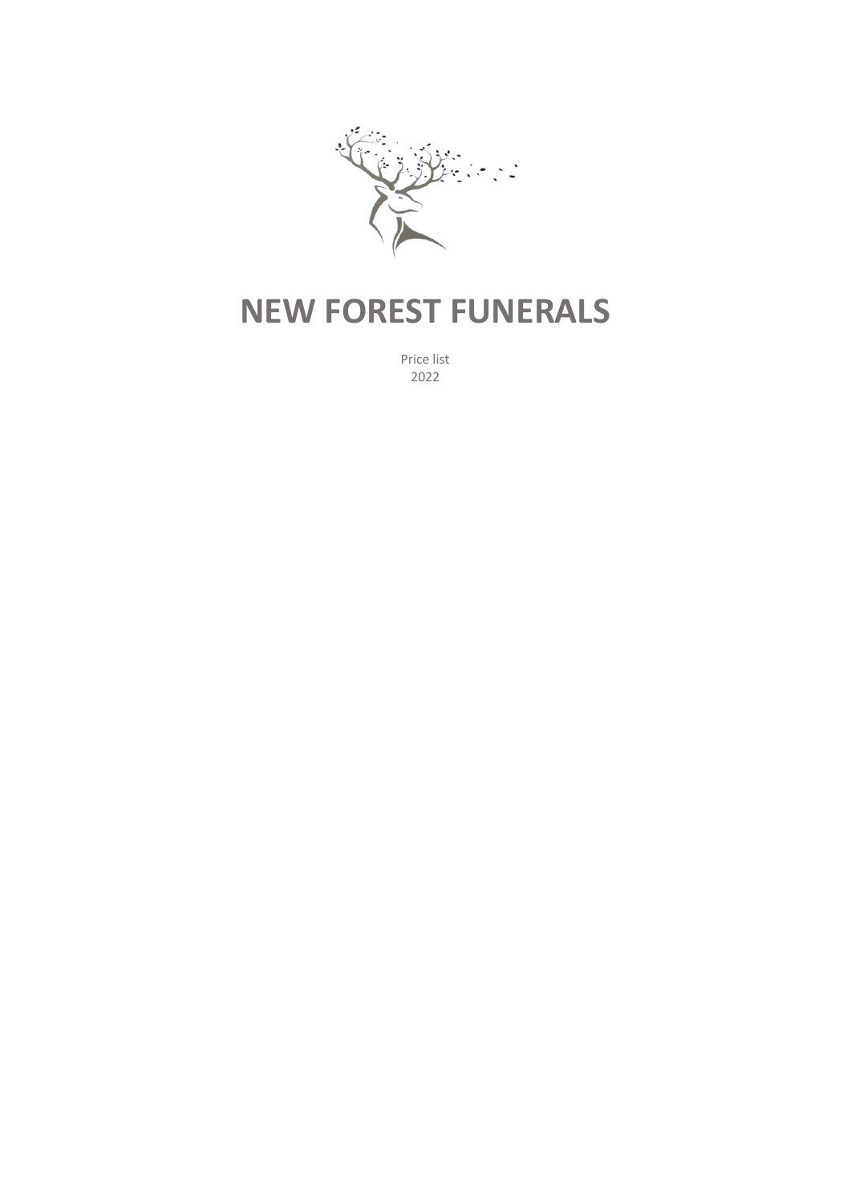# NEW FOREST FUNERALS

Price list
2022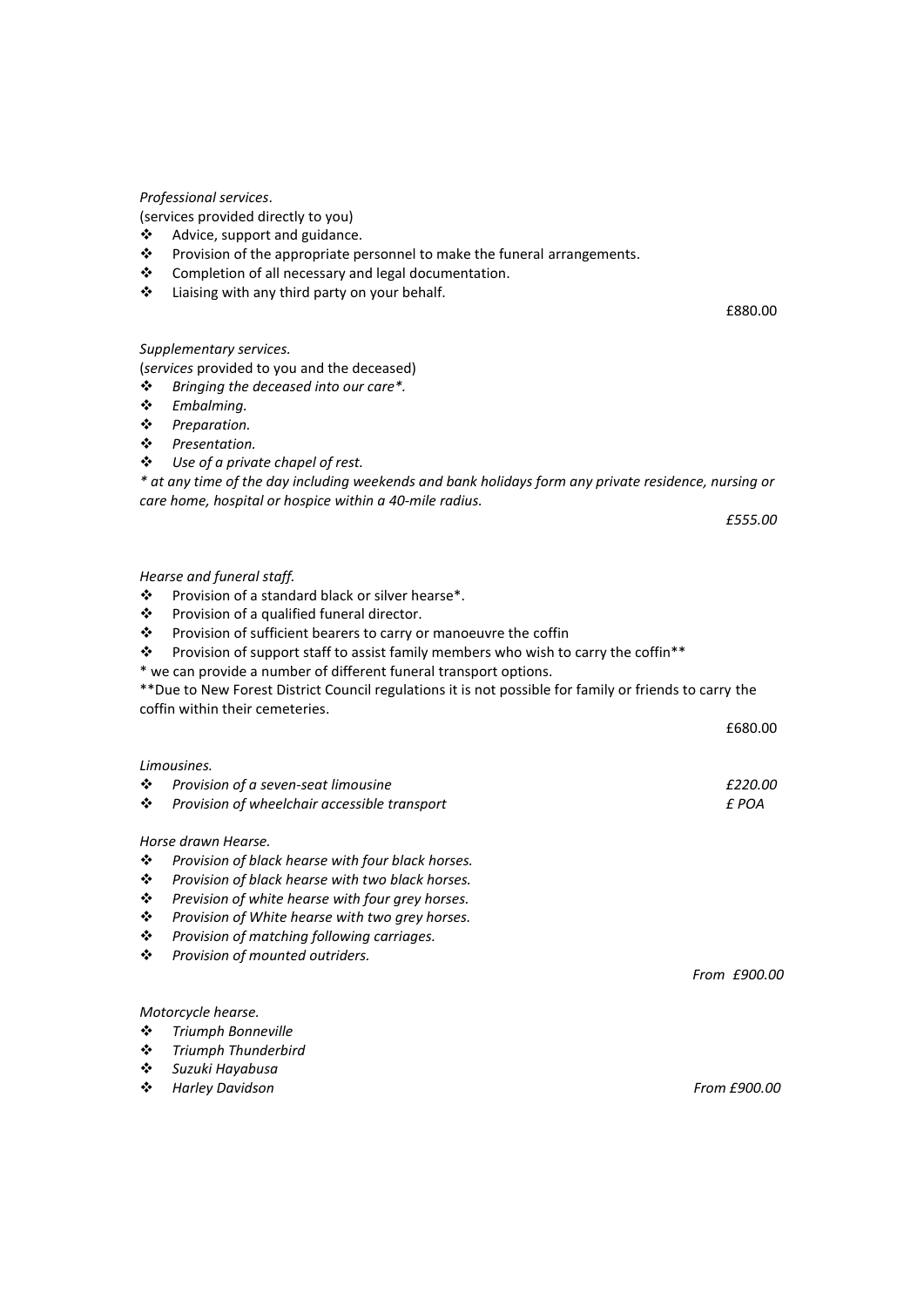*Professional services*.

(services provided directly to you)

- Advice, support and guidance.
- Provision of the appropriate personnel to make the funeral arrangements.
- Completion of all necessary and legal documentation.
- Liaising with any third party on your behalf.

£880.00

*Supplementary services.*

(*services* provided to you and the deceased)

- *Bringing the deceased into our care*.*
- *Embalming.*
- *Preparation.*
- *Presentation.*
- *Use of a private chapel of rest.*

** at any time of the day including weekends and bank holidays form any private residence, nursing or care home, hospital or hospice within a 40-mile radius.*

*£555.00*

*Hearse and funeral staff.*

- Provision of a standard black or silver hearse*.
- Provision of a qualified funeral director.
- Provision of sufficient bearers to carry or manoeuvre the coffin
- Provision of support staff to assist family members who wish to carry the coffin**

* we can provide a number of different funeral transport options.

**Due to New Forest District Council regulations it is not possible for family or friends to carry the coffin within their cemeteries.

£680.00

*Limousines.*

- *Provision of a seven-seat limousine* — *£220.00*
- *Provision of wheelchair accessible transport* — *£ POA*

*Horse drawn Hearse.*

- *Provision of black hearse with four black horses.*
- *Provision of black hearse with two black horses.*
- *Prevision of white hearse with four grey horses.*
- *Provision of White hearse with two grey horses.*
- *Provision of matching following carriages.*
- *Provision of mounted outriders.*

*From £900.00*

*Motorcycle hearse.*

- *Triumph Bonneville*
- *Triumph Thunderbird*
- *Suzuki Hayabusa*
- *Harley Davidson* — *From £900.00*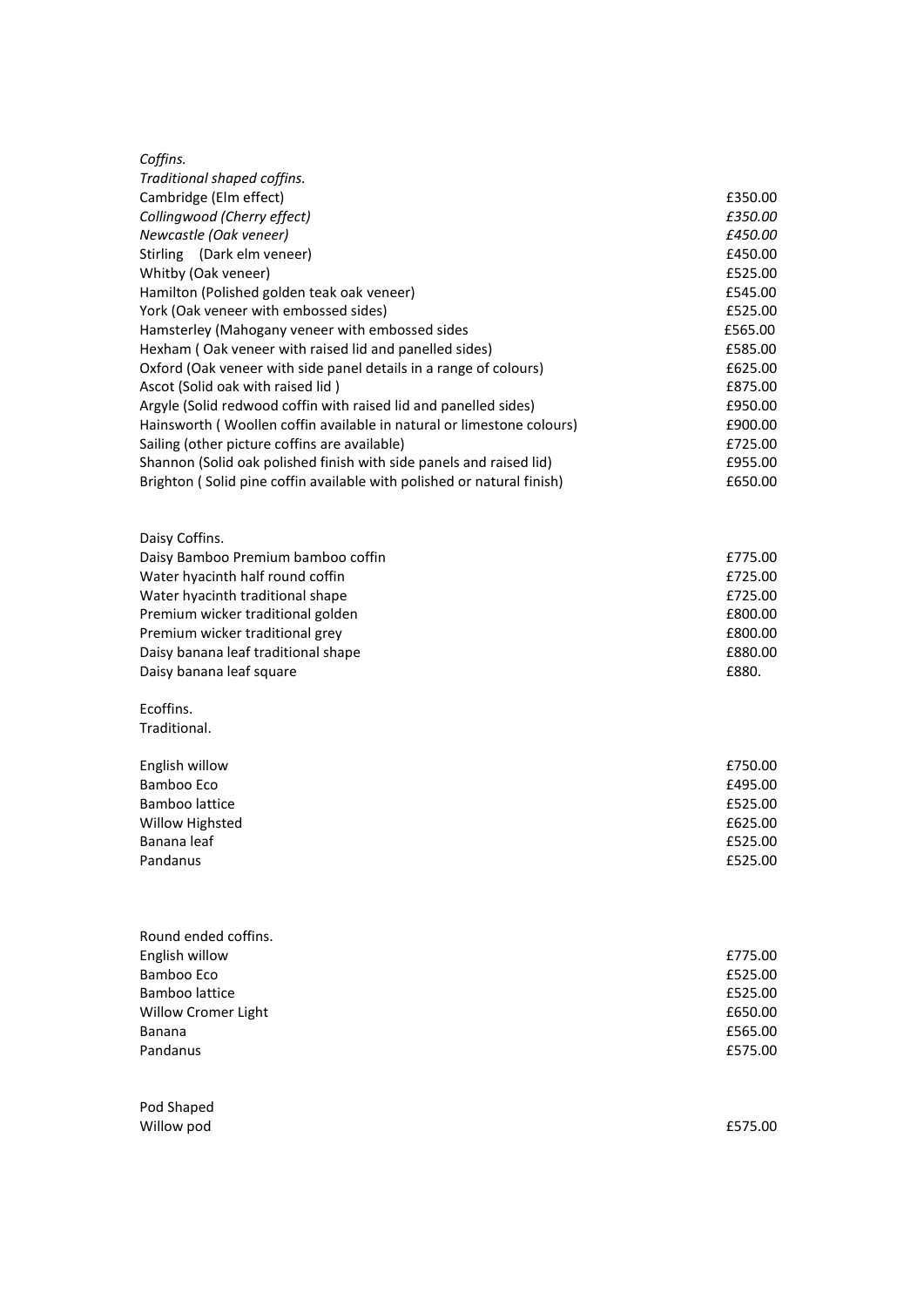*Coffins.*

*Traditional shaped coffins.*

| | |
|---|---|
| Cambridge (Elm effect) | £350.00 |
| *Collingwood (Cherry effect)* | *£350.00* |
| *Newcastle (Oak veneer)* | *£450.00* |
| Stirling (Dark elm veneer) | £450.00 |
| Whitby (Oak veneer) | £525.00 |
| Hamilton (Polished golden teak oak veneer) | £545.00 |
| York (Oak veneer with embossed sides) | £525.00 |
| Hamsterley (Mahogany veneer with embossed sides | £565.00 |
| Hexham ( Oak veneer with raised lid and panelled sides) | £585.00 |
| Oxford (Oak veneer with side panel details in a range of colours) | £625.00 |
| Ascot (Solid oak with raised lid ) | £875.00 |
| Argyle (Solid redwood coffin with raised lid and panelled sides) | £950.00 |
| Hainsworth ( Woollen coffin available in natural or limestone colours) | £900.00 |
| Sailing (other picture coffins are available) | £725.00 |
| Shannon (Solid oak polished finish with side panels and raised lid) | £955.00 |
| Brighton ( Solid pine coffin available with polished or natural finish) | £650.00 |

Daisy Coffins.

| | |
|---|---|
| Daisy Bamboo Premium bamboo coffin | £775.00 |
| Water hyacinth half round coffin | £725.00 |
| Water hyacinth traditional shape | £725.00 |
| Premium wicker traditional golden | £800.00 |
| Premium wicker traditional grey | £800.00 |
| Daisy banana leaf traditional shape | £880.00 |
| Daisy banana leaf square | £880. |

Ecoffins.

Traditional.

| | |
|---|---|
| English willow | £750.00 |
| Bamboo Eco | £495.00 |
| Bamboo lattice | £525.00 |
| Willow Highsted | £625.00 |
| Banana leaf | £525.00 |
| Pandanus | £525.00 |

Round ended coffins.

| | |
|---|---|
| English willow | £775.00 |
| Bamboo Eco | £525.00 |
| Bamboo lattice | £525.00 |
| Willow Cromer Light | £650.00 |
| Banana | £565.00 |
| Pandanus | £575.00 |

Pod Shaped

| | |
|---|---|
| Willow pod | £575.00 |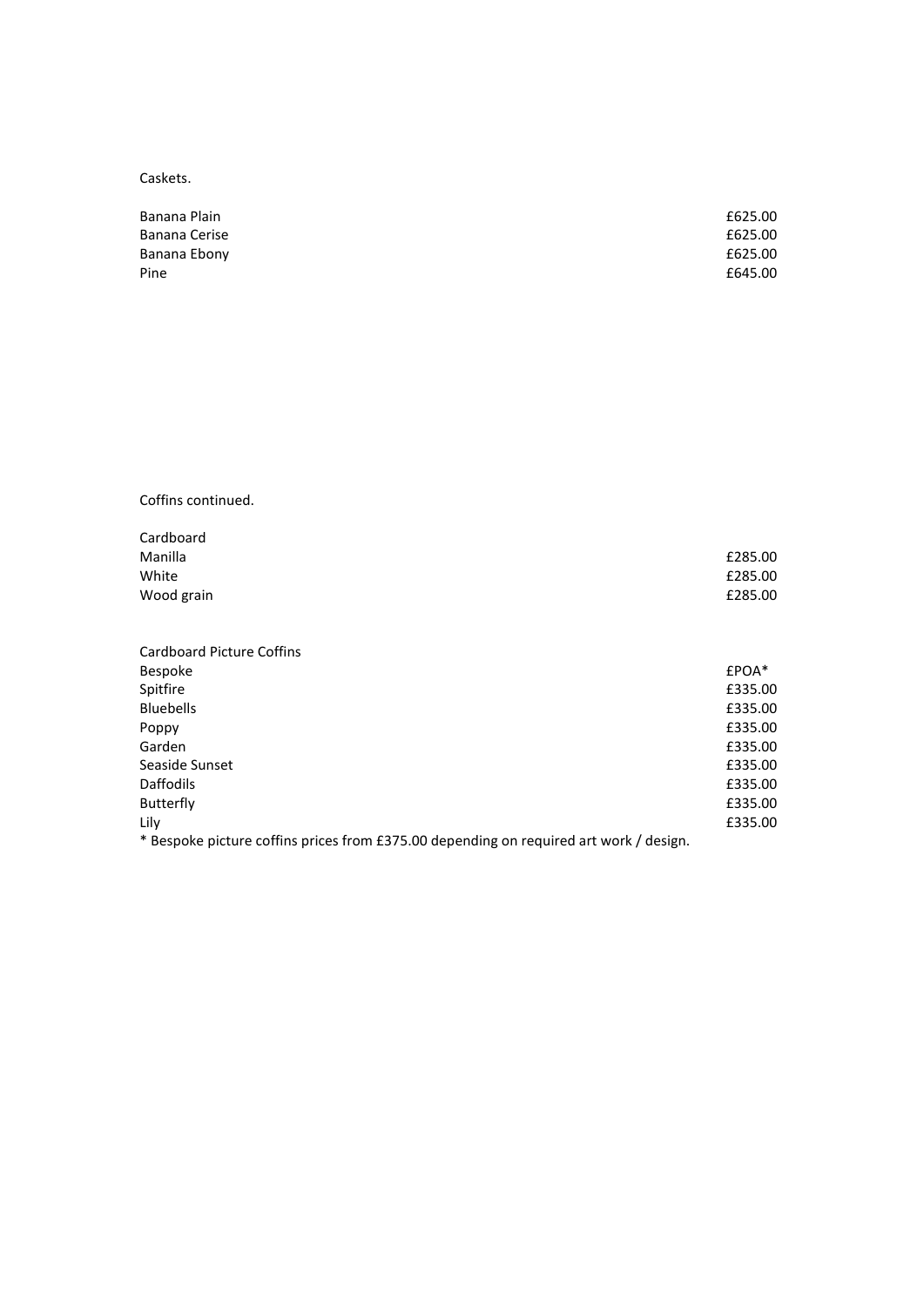Caskets.

| | |
|---|---|
| Banana Plain | £625.00 |
| Banana Cerise | £625.00 |
| Banana Ebony | £625.00 |
| Pine | £645.00 |

Coffins continued.

| | |
|---|---|
| Cardboard | |
| Manilla | £285.00 |
| White | £285.00 |
| Wood grain | £285.00 |

| | |
|---|---|
| Cardboard Picture Coffins | |
| Bespoke | £POA* |
| Spitfire | £335.00 |
| Bluebells | £335.00 |
| Poppy | £335.00 |
| Garden | £335.00 |
| Seaside Sunset | £335.00 |
| Daffodils | £335.00 |
| Butterfly | £335.00 |
| Lily | £335.00 |

* Bespoke picture coffins prices from £375.00 depending on required art work / design.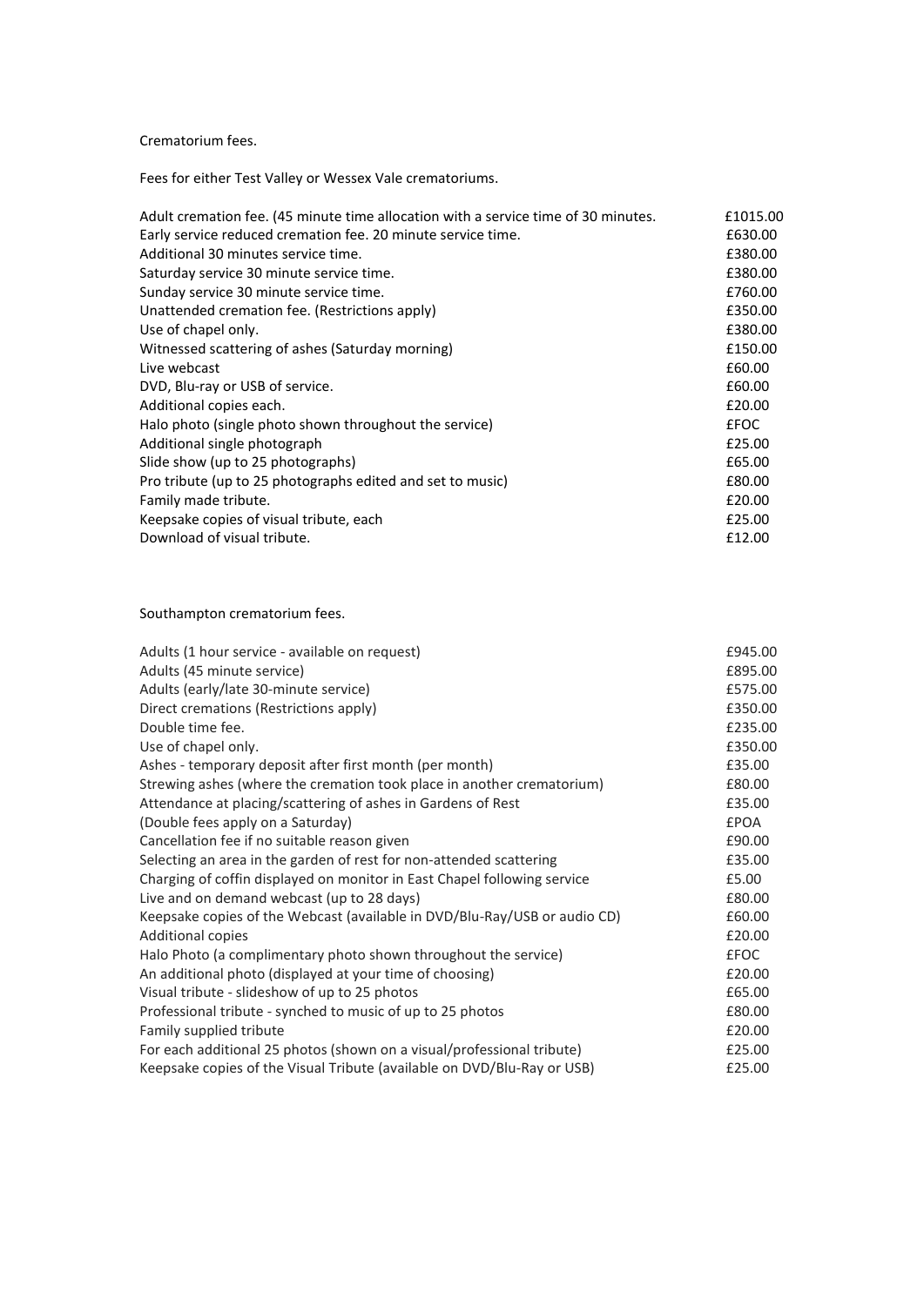Crematorium fees.

Fees for either Test Valley or Wessex Vale crematoriums.

| | |
|---|---|
| Adult cremation fee. (45 minute time allocation with a service time of 30 minutes. | £1015.00 |
| Early service reduced cremation fee. 20 minute service time. | £630.00 |
| Additional 30 minutes service time. | £380.00 |
| Saturday service 30 minute service time. | £380.00 |
| Sunday service 30 minute service time. | £760.00 |
| Unattended cremation fee. (Restrictions apply) | £350.00 |
| Use of chapel only. | £380.00 |
| Witnessed scattering of ashes (Saturday morning) | £150.00 |
| Live webcast | £60.00 |
| DVD, Blu-ray or USB of service. | £60.00 |
| Additional copies each. | £20.00 |
| Halo photo (single photo shown throughout the service) | £FOC |
| Additional single photograph | £25.00 |
| Slide show (up to 25 photographs) | £65.00 |
| Pro tribute (up to 25 photographs edited and set to music) | £80.00 |
| Family made tribute. | £20.00 |
| Keepsake copies of visual tribute, each | £25.00 |
| Download of visual tribute. | £12.00 |

Southampton crematorium fees.

| | |
|---|---|
| Adults (1 hour service - available on request) | £945.00 |
| Adults (45 minute service) | £895.00 |
| Adults (early/late 30-minute service) | £575.00 |
| Direct cremations (Restrictions apply) | £350.00 |
| Double time fee. | £235.00 |
| Use of chapel only. | £350.00 |
| Ashes - temporary deposit after first month (per month) | £35.00 |
| Strewing ashes (where the cremation took place in another crematorium) | £80.00 |
| Attendance at placing/scattering of ashes in Gardens of Rest | £35.00 |
| (Double fees apply on a Saturday) | £POA |
| Cancellation fee if no suitable reason given | £90.00 |
| Selecting an area in the garden of rest for non-attended scattering | £35.00 |
| Charging of coffin displayed on monitor in East Chapel following service | £5.00 |
| Live and on demand webcast (up to 28 days) | £80.00 |
| Keepsake copies of the Webcast (available in DVD/Blu-Ray/USB or audio CD) | £60.00 |
| Additional copies | £20.00 |
| Halo Photo (a complimentary photo shown throughout the service) | £FOC |
| An additional photo (displayed at your time of choosing) | £20.00 |
| Visual tribute - slideshow of up to 25 photos | £65.00 |
| Professional tribute - synched to music of up to 25 photos | £80.00 |
| Family supplied tribute | £20.00 |
| For each additional 25 photos (shown on a visual/professional tribute) | £25.00 |
| Keepsake copies of the Visual Tribute (available on DVD/Blu-Ray or USB) | £25.00 |